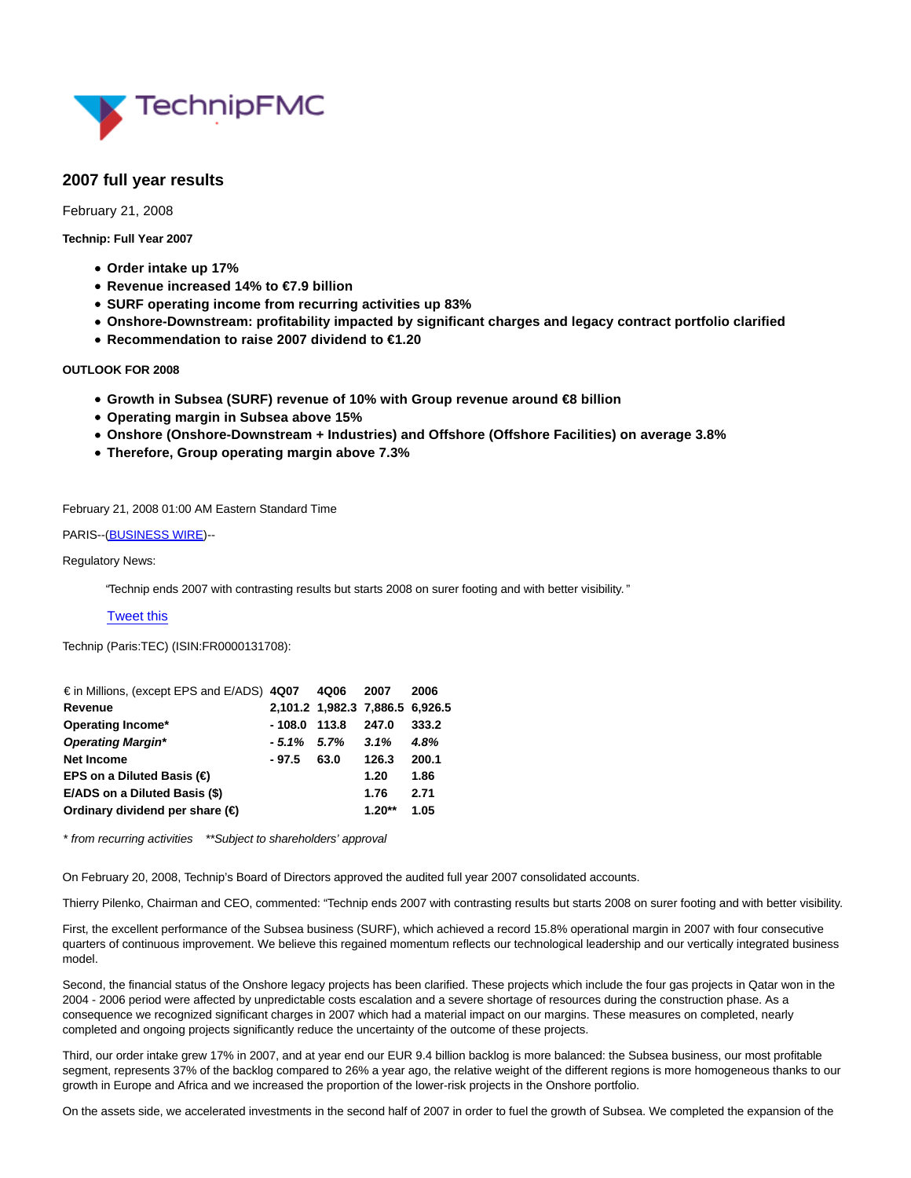## 2007 full year results

February 21, 2008

**Technip: Full Year 2007**

- **Order intake up 17%**
- **Revenue increased 14% to €7.9 billion**
- **SURF operating income from recurring activities up 83%**
- **Onshore-Downstream: profitability impacted by significant charges and legacy contract portfolio clarified**
- **Recommendation to raise 2007 dividend to €1.20**

**OUTLOOK FOR 2008**

- **Growth in Subsea (SURF) revenue of 10% with Group revenue around €8 billion**
- **Operating margin in Subsea above 15%**
- **Onshore (Onshore-Downstream + Industries) and Offshore (Offshore Facilities) on average 3.8%**
- **Therefore, Group operating margin above 7.3%**

February 21, 2008 01:00 AM Eastern Standard Time

PARIS--(BUSINESS WIRE)--

Regulatory News:

"Technip ends 2007 with contrasting results but starts 2008 on surer footing and with better visibility."

Tweet this

Technip (Paris:TEC) (ISIN:FR0000131708):

| € in Millions, (except EPS and E/ADS) | 4Q07 | 4Q06 | 2007 | 2006 |
|---|---|---|---|---|
| **Revenue** | 2,101.2 | 1,982.3 | 7,886.5 | 6,926.5 |
| **Operating Income*** | - 108.0 | 113.8 | 247.0 | 333.2 |
| ***Operating Margin**** | *- 5.1%* | *5.7%* | *3.1%* | *4.8%* |
| **Net Income** | - 97.5 | 63.0 | 126.3 | 200.1 |
| **EPS on a Diluted Basis (€)** | | | 1.20 | 1.86 |
| **E/ADS on a Diluted Basis ($)** | | | 1.76 | 2.71 |
| **Ordinary dividend per share (€)** | | | 1.20** | 1.05 |

*\* from recurring activities \*\*Subject to shareholders' approval*

On February 20, 2008, Technip's Board of Directors approved the audited full year 2007 consolidated accounts.

Thierry Pilenko, Chairman and CEO, commented: "Technip ends 2007 with contrasting results but starts 2008 on surer footing and with better visibility.

First, the excellent performance of the Subsea business (SURF), which achieved a record 15.8% operational margin in 2007 with four consecutive quarters of continuous improvement. We believe this regained momentum reflects our technological leadership and our vertically integrated business model.

Second, the financial status of the Onshore legacy projects has been clarified. These projects which include the four gas projects in Qatar won in the 2004 - 2006 period were affected by unpredictable costs escalation and a severe shortage of resources during the construction phase. As a consequence we recognized significant charges in 2007 which had a material impact on our margins. These measures on completed, nearly completed and ongoing projects significantly reduce the uncertainty of the outcome of these projects.

Third, our order intake grew 17% in 2007, and at year end our EUR 9.4 billion backlog is more balanced: the Subsea business, our most profitable segment, represents 37% of the backlog compared to 26% a year ago, the relative weight of the different regions is more homogeneous thanks to our growth in Europe and Africa and we increased the proportion of the lower-risk projects in the Onshore portfolio.

On the assets side, we accelerated investments in the second half of 2007 in order to fuel the growth of Subsea. We completed the expansion of the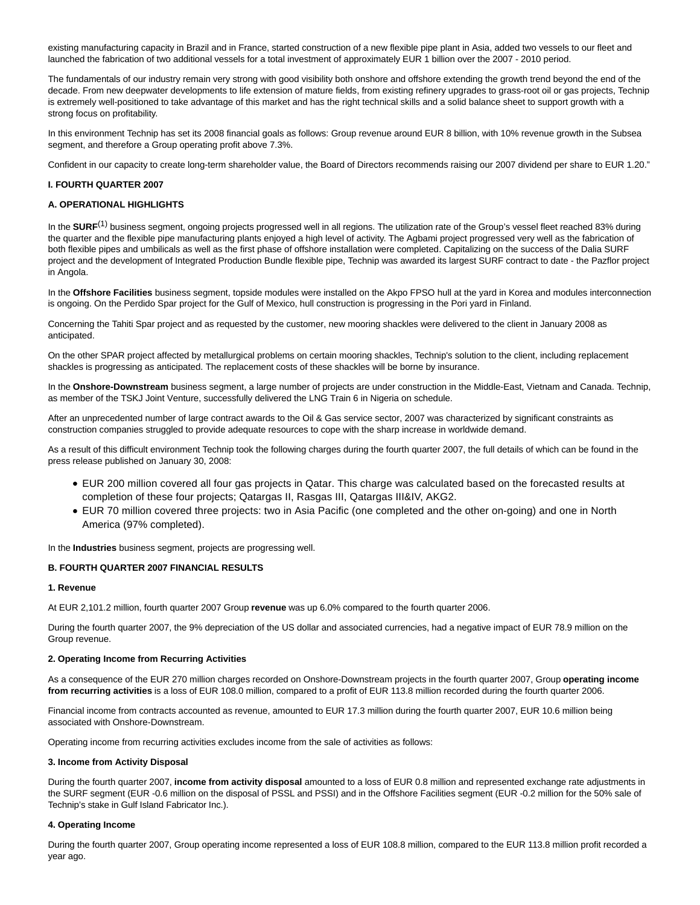existing manufacturing capacity in Brazil and in France, started construction of a new flexible pipe plant in Asia, added two vessels to our fleet and launched the fabrication of two additional vessels for a total investment of approximately EUR 1 billion over the 2007 - 2010 period.

The fundamentals of our industry remain very strong with good visibility both onshore and offshore extending the growth trend beyond the end of the decade. From new deepwater developments to life extension of mature fields, from existing refinery upgrades to grass-root oil or gas projects, Technip is extremely well-positioned to take advantage of this market and has the right technical skills and a solid balance sheet to support growth with a strong focus on profitability.

In this environment Technip has set its 2008 financial goals as follows: Group revenue around EUR 8 billion, with 10% revenue growth in the Subsea segment, and therefore a Group operating profit above 7.3%.

Confident in our capacity to create long-term shareholder value, the Board of Directors recommends raising our 2007 dividend per share to EUR 1.20."

**I. FOURTH QUARTER 2007**

**A. OPERATIONAL HIGHLIGHTS**

In the **SURF**[1] business segment, ongoing projects progressed well in all regions. The utilization rate of the Group's vessel fleet reached 83% during the quarter and the flexible pipe manufacturing plants enjoyed a high level of activity. The Agbami project progressed very well as the fabrication of both flexible pipes and umbilicals as well as the first phase of offshore installation were completed. Capitalizing on the success of the Dalia SURF project and the development of Integrated Production Bundle flexible pipe, Technip was awarded its largest SURF contract to date - the Pazflor project in Angola.

In the **Offshore Facilities** business segment, topside modules were installed on the Akpo FPSO hull at the yard in Korea and modules interconnection is ongoing. On the Perdido Spar project for the Gulf of Mexico, hull construction is progressing in the Pori yard in Finland.

Concerning the Tahiti Spar project and as requested by the customer, new mooring shackles were delivered to the client in January 2008 as anticipated.

On the other SPAR project affected by metallurgical problems on certain mooring shackles, Technip's solution to the client, including replacement shackles is progressing as anticipated. The replacement costs of these shackles will be borne by insurance.

In the **Onshore-Downstream** business segment, a large number of projects are under construction in the Middle-East, Vietnam and Canada. Technip, as member of the TSKJ Joint Venture, successfully delivered the LNG Train 6 in Nigeria on schedule.

After an unprecedented number of large contract awards to the Oil & Gas service sector, 2007 was characterized by significant constraints as construction companies struggled to provide adequate resources to cope with the sharp increase in worldwide demand.

As a result of this difficult environment Technip took the following charges during the fourth quarter 2007, the full details of which can be found in the press release published on January 30, 2008:

- EUR 200 million covered all four gas projects in Qatar. This charge was calculated based on the forecasted results at completion of these four projects; Qatargas II, Rasgas III, Qatargas III&IV, AKG2.
- EUR 70 million covered three projects: two in Asia Pacific (one completed and the other on-going) and one in North America (97% completed).

In the **Industries** business segment, projects are progressing well.

**B. FOURTH QUARTER 2007 FINANCIAL RESULTS**

**1. Revenue**

At EUR 2,101.2 million, fourth quarter 2007 Group **revenue** was up 6.0% compared to the fourth quarter 2006.

During the fourth quarter 2007, the 9% depreciation of the US dollar and associated currencies, had a negative impact of EUR 78.9 million on the Group revenue.

**2. Operating Income from Recurring Activities**

As a consequence of the EUR 270 million charges recorded on Onshore-Downstream projects in the fourth quarter 2007, Group **operating income from recurring activities** is a loss of EUR 108.0 million, compared to a profit of EUR 113.8 million recorded during the fourth quarter 2006.

Financial income from contracts accounted as revenue, amounted to EUR 17.3 million during the fourth quarter 2007, EUR 10.6 million being associated with Onshore-Downstream.

Operating income from recurring activities excludes income from the sale of activities as follows:

**3. Income from Activity Disposal**

During the fourth quarter 2007, **income from activity disposal** amounted to a loss of EUR 0.8 million and represented exchange rate adjustments in the SURF segment (EUR -0.6 million on the disposal of PSSL and PSSI) and in the Offshore Facilities segment (EUR -0.2 million for the 50% sale of Technip's stake in Gulf Island Fabricator Inc.).

**4. Operating Income**

During the fourth quarter 2007, Group operating income represented a loss of EUR 108.8 million, compared to the EUR 113.8 million profit recorded a year ago.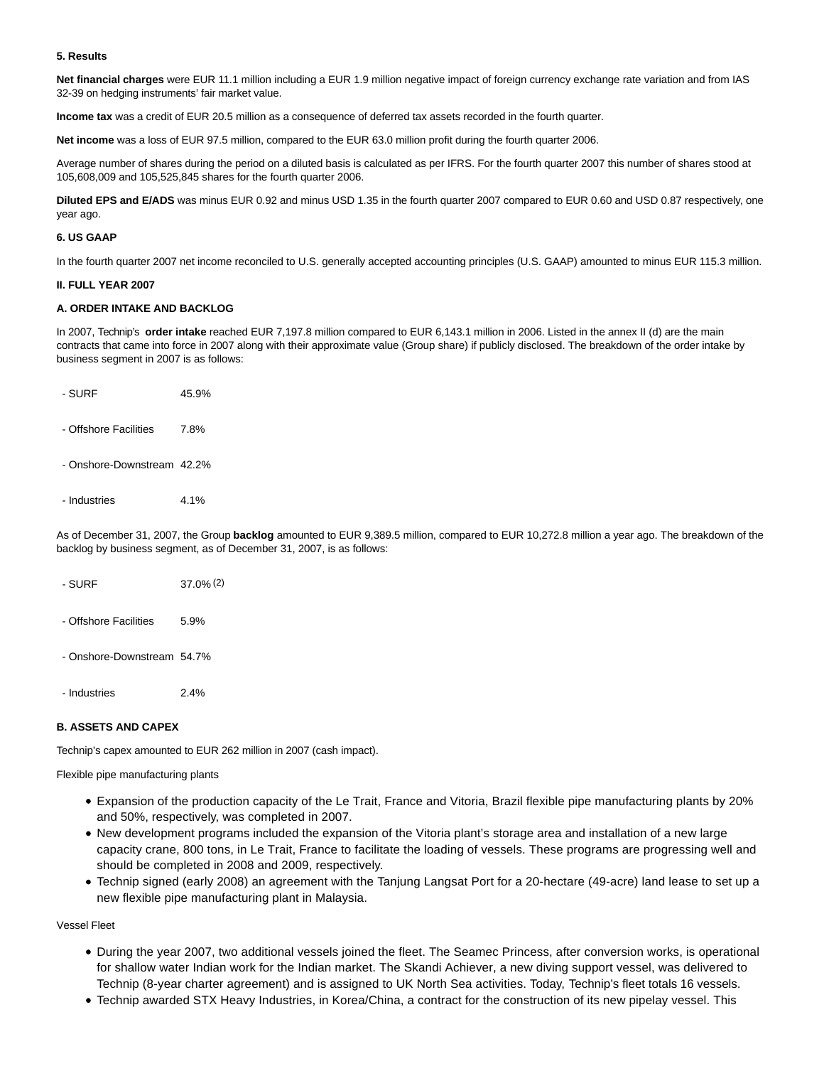**5. Results**

**Net financial charges** were EUR 11.1 million including a EUR 1.9 million negative impact of foreign currency exchange rate variation and from IAS 32-39 on hedging instruments' fair market value.

**Income tax** was a credit of EUR 20.5 million as a consequence of deferred tax assets recorded in the fourth quarter.

**Net income** was a loss of EUR 97.5 million, compared to the EUR 63.0 million profit during the fourth quarter 2006.

Average number of shares during the period on a diluted basis is calculated as per IFRS. For the fourth quarter 2007 this number of shares stood at 105,608,009 and 105,525,845 shares for the fourth quarter 2006.

**Diluted EPS and E/ADS** was minus EUR 0.92 and minus USD 1.35 in the fourth quarter 2007 compared to EUR 0.60 and USD 0.87 respectively, one year ago.

**6. US GAAP**

In the fourth quarter 2007 net income reconciled to U.S. generally accepted accounting principles (U.S. GAAP) amounted to minus EUR 115.3 million.

## II. FULL YEAR 2007

### A. ORDER INTAKE AND BACKLOG

In 2007, Technip's **order intake** reached EUR 7,197.8 million compared to EUR 6,143.1 million in 2006. Listed in the annex II (d) are the main contracts that came into force in 2007 along with their approximate value (Group share) if publicly disclosed. The breakdown of the order intake by business segment in 2007 is as follows:

| | |
|---|---|
| - SURF | 45.9% |
| - Offshore Facilities | 7.8% |
| - Onshore-Downstream | 42.2% |
| - Industries | 4.1% |

As of December 31, 2007, the Group **backlog** amounted to EUR 9,389.5 million, compared to EUR 10,272.8 million a year ago. The breakdown of the backlog by business segment, as of December 31, 2007, is as follows:

| | |
|---|---|
| - SURF | 37.0% (2) |
| - Offshore Facilities | 5.9% |
| - Onshore-Downstream | 54.7% |
| - Industries | 2.4% |

### B. ASSETS AND CAPEX

Technip's capex amounted to EUR 262 million in 2007 (cash impact).

Flexible pipe manufacturing plants

- Expansion of the production capacity of the Le Trait, France and Vitoria, Brazil flexible pipe manufacturing plants by 20% and 50%, respectively, was completed in 2007.
- New development programs included the expansion of the Vitoria plant's storage area and installation of a new large capacity crane, 800 tons, in Le Trait, France to facilitate the loading of vessels. These programs are progressing well and should be completed in 2008 and 2009, respectively.
- Technip signed (early 2008) an agreement with the Tanjung Langsat Port for a 20-hectare (49-acre) land lease to set up a new flexible pipe manufacturing plant in Malaysia.

Vessel Fleet

- During the year 2007, two additional vessels joined the fleet. The Seamec Princess, after conversion works, is operational for shallow water Indian work for the Indian market. The Skandi Achiever, a new diving support vessel, was delivered to Technip (8-year charter agreement) and is assigned to UK North Sea activities. Today, Technip's fleet totals 16 vessels.
- Technip awarded STX Heavy Industries, in Korea/China, a contract for the construction of its new pipelay vessel. This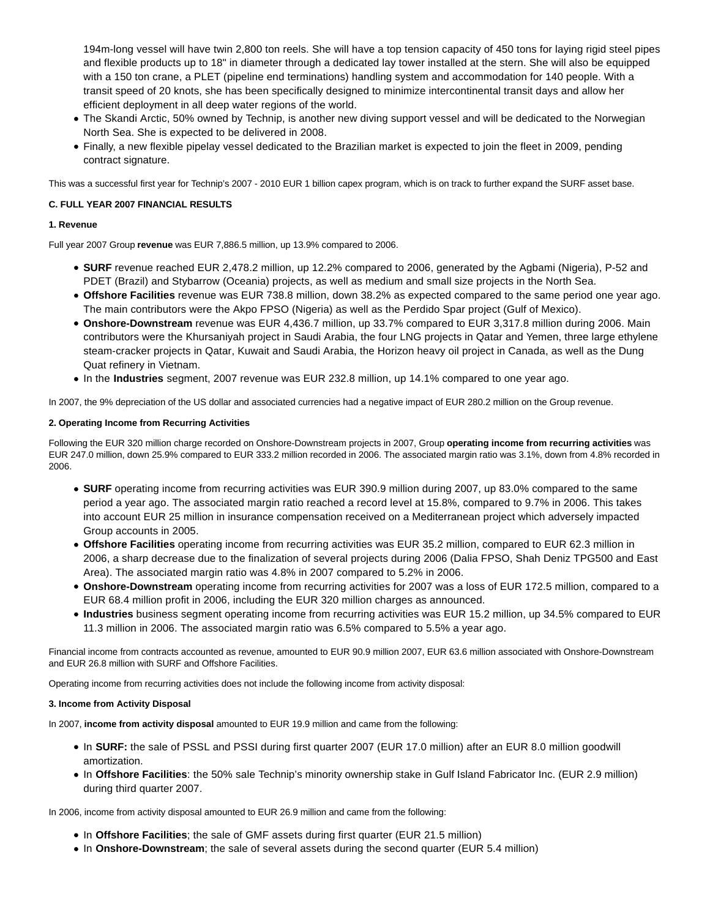194m-long vessel will have twin 2,800 ton reels. She will have a top tension capacity of 450 tons for laying rigid steel pipes and flexible products up to 18" in diameter through a dedicated lay tower installed at the stern. She will also be equipped with a 150 ton crane, a PLET (pipeline end terminations) handling system and accommodation for 140 people. With a transit speed of 20 knots, she has been specifically designed to minimize intercontinental transit days and allow her efficient deployment in all deep water regions of the world.

- The Skandi Arctic, 50% owned by Technip, is another new diving support vessel and will be dedicated to the Norwegian North Sea. She is expected to be delivered in 2008.
- Finally, a new flexible pipelay vessel dedicated to the Brazilian market is expected to join the fleet in 2009, pending contract signature.

This was a successful first year for Technip's 2007 - 2010 EUR 1 billion capex program, which is on track to further expand the SURF asset base.

**C. FULL YEAR 2007 FINANCIAL RESULTS**

**1. Revenue**

Full year 2007 Group **revenue** was EUR 7,886.5 million, up 13.9% compared to 2006.

- **SURF** revenue reached EUR 2,478.2 million, up 12.2% compared to 2006, generated by the Agbami (Nigeria), P-52 and PDET (Brazil) and Stybarrow (Oceania) projects, as well as medium and small size projects in the North Sea.
- **Offshore Facilities** revenue was EUR 738.8 million, down 38.2% as expected compared to the same period one year ago. The main contributors were the Akpo FPSO (Nigeria) as well as the Perdido Spar project (Gulf of Mexico).
- **Onshore-Downstream** revenue was EUR 4,436.7 million, up 33.7% compared to EUR 3,317.8 million during 2006. Main contributors were the Khursaniyah project in Saudi Arabia, the four LNG projects in Qatar and Yemen, three large ethylene steam-cracker projects in Qatar, Kuwait and Saudi Arabia, the Horizon heavy oil project in Canada, as well as the Dung Quat refinery in Vietnam.
- In the **Industries** segment, 2007 revenue was EUR 232.8 million, up 14.1% compared to one year ago.

In 2007, the 9% depreciation of the US dollar and associated currencies had a negative impact of EUR 280.2 million on the Group revenue.

**2. Operating Income from Recurring Activities**

Following the EUR 320 million charge recorded on Onshore-Downstream projects in 2007, Group **operating income from recurring activities** was EUR 247.0 million, down 25.9% compared to EUR 333.2 million recorded in 2006. The associated margin ratio was 3.1%, down from 4.8% recorded in 2006.

- **SURF** operating income from recurring activities was EUR 390.9 million during 2007, up 83.0% compared to the same period a year ago. The associated margin ratio reached a record level at 15.8%, compared to 9.7% in 2006. This takes into account EUR 25 million in insurance compensation received on a Mediterranean project which adversely impacted Group accounts in 2005.
- **Offshore Facilities** operating income from recurring activities was EUR 35.2 million, compared to EUR 62.3 million in 2006, a sharp decrease due to the finalization of several projects during 2006 (Dalia FPSO, Shah Deniz TPG500 and East Area). The associated margin ratio was 4.8% in 2007 compared to 5.2% in 2006.
- **Onshore-Downstream** operating income from recurring activities for 2007 was a loss of EUR 172.5 million, compared to a EUR 68.4 million profit in 2006, including the EUR 320 million charges as announced.
- **Industries** business segment operating income from recurring activities was EUR 15.2 million, up 34.5% compared to EUR 11.3 million in 2006. The associated margin ratio was 6.5% compared to 5.5% a year ago.

Financial income from contracts accounted as revenue, amounted to EUR 90.9 million 2007, EUR 63.6 million associated with Onshore-Downstream and EUR 26.8 million with SURF and Offshore Facilities.

Operating income from recurring activities does not include the following income from activity disposal:

**3. Income from Activity Disposal**

In 2007, **income from activity disposal** amounted to EUR 19.9 million and came from the following:

- In **SURF:** the sale of PSSL and PSSI during first quarter 2007 (EUR 17.0 million) after an EUR 8.0 million goodwill amortization.
- In **Offshore Facilities**: the 50% sale Technip's minority ownership stake in Gulf Island Fabricator Inc. (EUR 2.9 million) during third quarter 2007.

In 2006, income from activity disposal amounted to EUR 26.9 million and came from the following:

- In **Offshore Facilities**; the sale of GMF assets during first quarter (EUR 21.5 million)
- In **Onshore-Downstream**; the sale of several assets during the second quarter (EUR 5.4 million)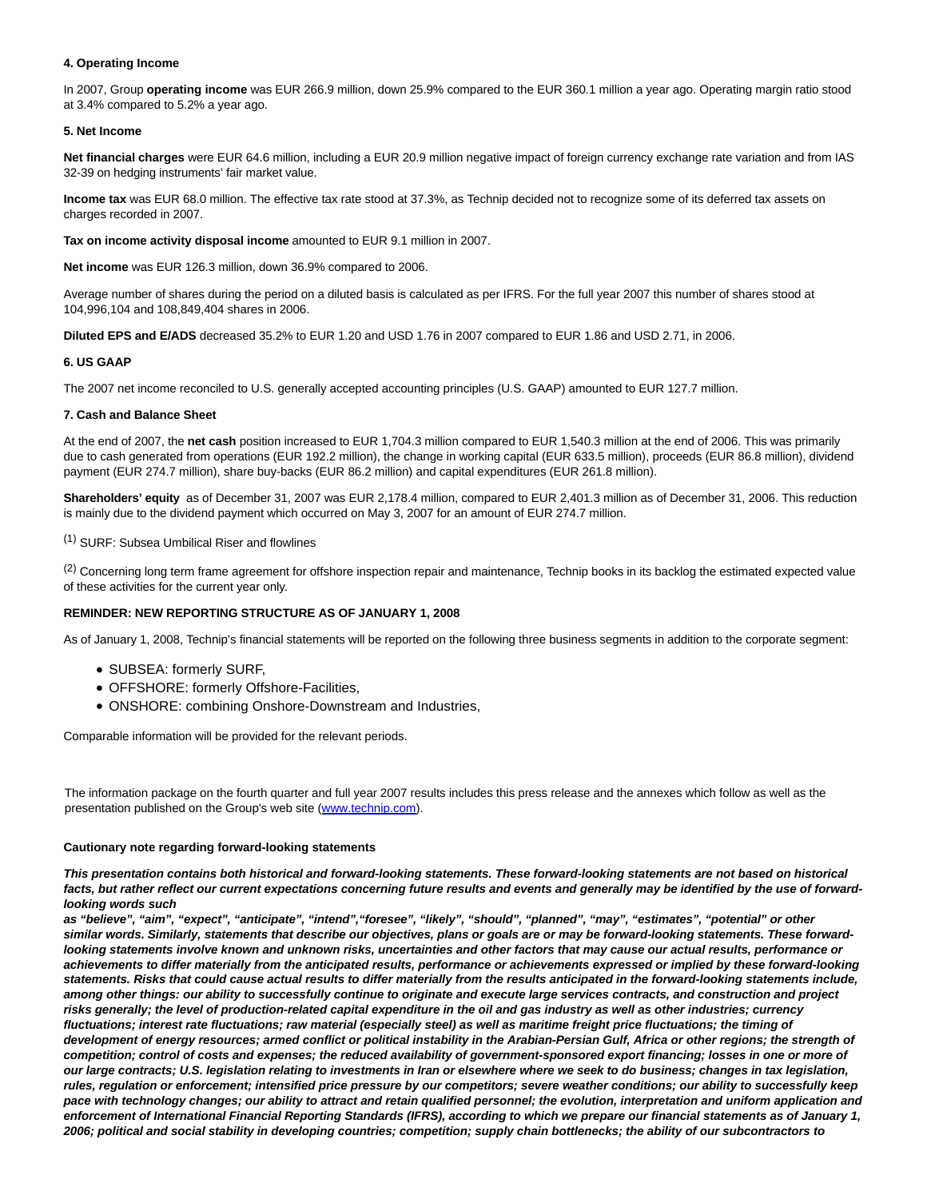#### 4. Operating Income

In 2007, Group **operating income** was EUR 266.9 million, down 25.9% compared to the EUR 360.1 million a year ago. Operating margin ratio stood at 3.4% compared to 5.2% a year ago.

#### 5. Net Income

**Net financial charges** were EUR 64.6 million, including a EUR 20.9 million negative impact of foreign currency exchange rate variation and from IAS 32-39 on hedging instruments' fair market value.

**Income tax** was EUR 68.0 million. The effective tax rate stood at 37.3%, as Technip decided not to recognize some of its deferred tax assets on charges recorded in 2007.

**Tax on income activity disposal income** amounted to EUR 9.1 million in 2007.

**Net income** was EUR 126.3 million, down 36.9% compared to 2006.

Average number of shares during the period on a diluted basis is calculated as per IFRS. For the full year 2007 this number of shares stood at 104,996,104 and 108,849,404 shares in 2006.

**Diluted EPS and E/ADS** decreased 35.2% to EUR 1.20 and USD 1.76 in 2007 compared to EUR 1.86 and USD 2.71, in 2006.

#### 6. US GAAP

The 2007 net income reconciled to U.S. generally accepted accounting principles (U.S. GAAP) amounted to EUR 127.7 million.

#### 7. Cash and Balance Sheet

At the end of 2007, the **net cash** position increased to EUR 1,704.3 million compared to EUR 1,540.3 million at the end of 2006. This was primarily due to cash generated from operations (EUR 192.2 million), the change in working capital (EUR 633.5 million), proceeds (EUR 86.8 million), dividend payment (EUR 274.7 million), share buy-backs (EUR 86.2 million) and capital expenditures (EUR 261.8 million).

**Shareholders' equity** as of December 31, 2007 was EUR 2,178.4 million, compared to EUR 2,401.3 million as of December 31, 2006. This reduction is mainly due to the dividend payment which occurred on May 3, 2007 for an amount of EUR 274.7 million.

(1) SURF: Subsea Umbilical Riser and flowlines

(2) Concerning long term frame agreement for offshore inspection repair and maintenance, Technip books in its backlog the estimated expected value of these activities for the current year only.

#### REMINDER: NEW REPORTING STRUCTURE AS OF JANUARY 1, 2008

As of January 1, 2008, Technip's financial statements will be reported on the following three business segments in addition to the corporate segment:

- SUBSEA: formerly SURF,
- OFFSHORE: formerly Offshore-Facilities,
- ONSHORE: combining Onshore-Downstream and Industries,

Comparable information will be provided for the relevant periods.

The information package on the fourth quarter and full year 2007 results includes this press release and the annexes which follow as well as the presentation published on the Group's web site (www.technip.com).

#### Cautionary note regarding forward-looking statements

***This presentation contains both historical and forward-looking statements. These forward-looking statements are not based on historical facts, but rather reflect our current expectations concerning future results and events and generally may be identified by the use of forward-looking words such as "believe", "aim", "expect", "anticipate", "intend","foresee", "likely", "should", "planned", "may", "estimates", "potential" or other similar words. Similarly, statements that describe our objectives, plans or goals are or may be forward-looking statements. These forward-looking statements involve known and unknown risks, uncertainties and other factors that may cause our actual results, performance or achievements to differ materially from the anticipated results, performance or achievements expressed or implied by these forward-looking statements. Risks that could cause actual results to differ materially from the results anticipated in the forward-looking statements include, among other things: our ability to successfully continue to originate and execute large services contracts, and construction and project risks generally; the level of production-related capital expenditure in the oil and gas industry as well as other industries; currency fluctuations; interest rate fluctuations; raw material (especially steel) as well as maritime freight price fluctuations; the timing of development of energy resources; armed conflict or political instability in the Arabian-Persian Gulf, Africa or other regions; the strength of competition; control of costs and expenses; the reduced availability of government-sponsored export financing; losses in one or more of our large contracts; U.S. legislation relating to investments in Iran or elsewhere where we seek to do business; changes in tax legislation, rules, regulation or enforcement; intensified price pressure by our competitors; severe weather conditions; our ability to successfully keep pace with technology changes; our ability to attract and retain qualified personnel; the evolution, interpretation and uniform application and enforcement of International Financial Reporting Standards (IFRS), according to which we prepare our financial statements as of January 1, 2006; political and social stability in developing countries; competition; supply chain bottlenecks; the ability of our subcontractors to***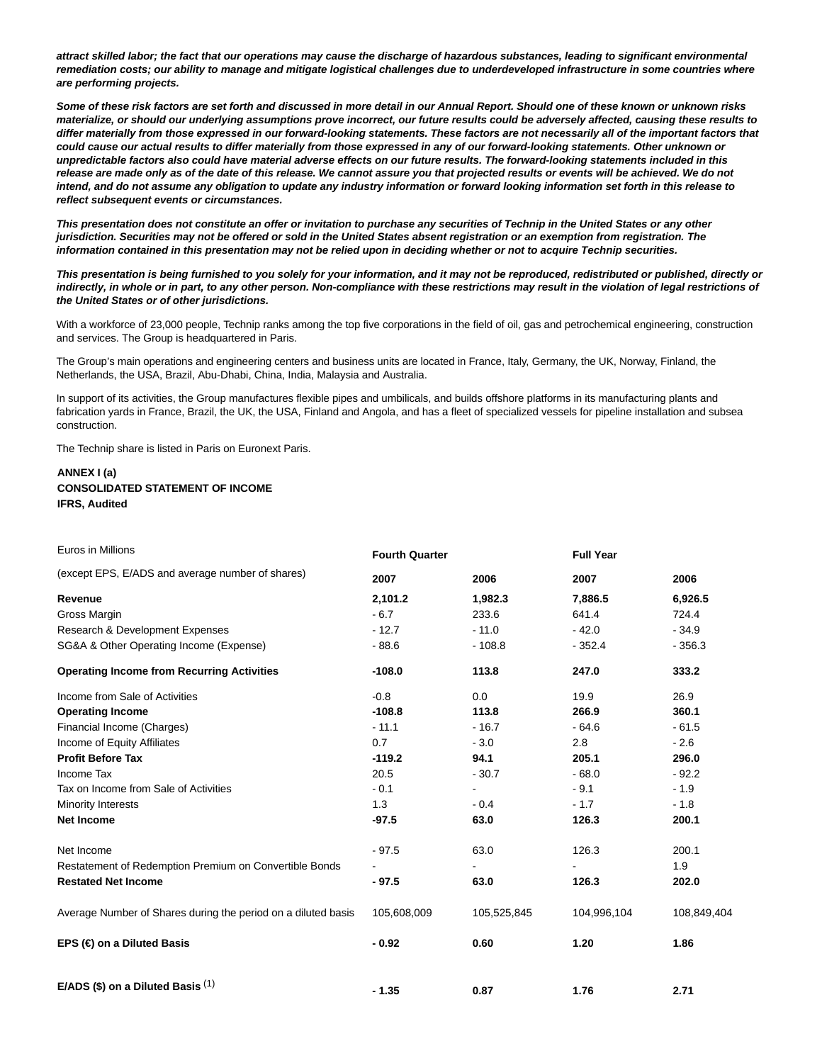***attract skilled labor; the fact that our operations may cause the discharge of hazardous substances, leading to significant environmental remediation costs; our ability to manage and mitigate logistical challenges due to underdeveloped infrastructure in some countries where are performing projects.***

***Some of these risk factors are set forth and discussed in more detail in our Annual Report. Should one of these known or unknown risks materialize, or should our underlying assumptions prove incorrect, our future results could be adversely affected, causing these results to differ materially from those expressed in our forward-looking statements. These factors are not necessarily all of the important factors that could cause our actual results to differ materially from those expressed in any of our forward-looking statements. Other unknown or unpredictable factors also could have material adverse effects on our future results. The forward-looking statements included in this release are made only as of the date of this release. We cannot assure you that projected results or events will be achieved. We do not intend, and do not assume any obligation to update any industry information or forward looking information set forth in this release to reflect subsequent events or circumstances.***

***This presentation does not constitute an offer or invitation to purchase any securities of Technip in the United States or any other jurisdiction. Securities may not be offered or sold in the United States absent registration or an exemption from registration. The information contained in this presentation may not be relied upon in deciding whether or not to acquire Technip securities.***

***This presentation is being furnished to you solely for your information, and it may not be reproduced, redistributed or published, directly or indirectly, in whole or in part, to any other person. Non-compliance with these restrictions may result in the violation of legal restrictions of the United States or of other jurisdictions.***

With a workforce of 23,000 people, Technip ranks among the top five corporations in the field of oil, gas and petrochemical engineering, construction and services. The Group is headquartered in Paris.

The Group's main operations and engineering centers and business units are located in France, Italy, Germany, the UK, Norway, Finland, the Netherlands, the USA, Brazil, Abu-Dhabi, China, India, Malaysia and Australia.

In support of its activities, the Group manufactures flexible pipes and umbilicals, and builds offshore platforms in its manufacturing plants and fabrication yards in France, Brazil, the UK, the USA, Finland and Angola, and has a fleet of specialized vessels for pipeline installation and subsea construction.

The Technip share is listed in Paris on Euronext Paris.

**ANNEX I (a)**
**CONSOLIDATED STATEMENT OF INCOME**
**IFRS, Audited**

| Euros in Millions | **Fourth Quarter** | | **Full Year** | |
|---|---|---|---|---|
| (except EPS, E/ADS and average number of shares) | **2007** | **2006** | **2007** | **2006** |
| **Revenue** | **2,101.2** | **1,982.3** | **7,886.5** | **6,926.5** |
| Gross Margin | - 6.7 | 233.6 | 641.4 | 724.4 |
| Research & Development Expenses | - 12.7 | - 11.0 | - 42.0 | - 34.9 |
| SG&A & Other Operating Income (Expense) | - 88.6 | - 108.8 | - 352.4 | - 356.3 |
| **Operating Income from Recurring Activities** | **-108.0** | **113.8** | **247.0** | **333.2** |
| Income from Sale of Activities | -0.8 | 0.0 | 19.9 | 26.9 |
| **Operating Income** | **-108.8** | **113.8** | **266.9** | **360.1** |
| Financial Income (Charges) | - 11.1 | - 16.7 | - 64.6 | - 61.5 |
| Income of Equity Affiliates | 0.7 | - 3.0 | 2.8 | - 2.6 |
| **Profit Before Tax** | **-119.2** | **94.1** | **205.1** | **296.0** |
| Income Tax | 20.5 | - 30.7 | - 68.0 | - 92.2 |
| Tax on Income from Sale of Activities | - 0.1 | - | - 9.1 | - 1.9 |
| Minority Interests | 1.3 | - 0.4 | - 1.7 | - 1.8 |
| **Net Income** | **-97.5** | **63.0** | **126.3** | **200.1** |
| Net Income | - 97.5 | 63.0 | 126.3 | 200.1 |
| Restatement of Redemption Premium on Convertible Bonds | - | - | - | 1.9 |
| **Restated Net Income** | **- 97.5** | **63.0** | **126.3** | **202.0** |
| Average Number of Shares during the period on a diluted basis | 105,608,009 | 105,525,845 | 104,996,104 | 108,849,404 |
| **EPS (€) on a Diluted Basis** | **- 0.92** | **0.60** | **1.20** | **1.86** |
| **E/ADS ($) on a Diluted Basis** (1) | **- 1.35** | **0.87** | **1.76** | **2.71** |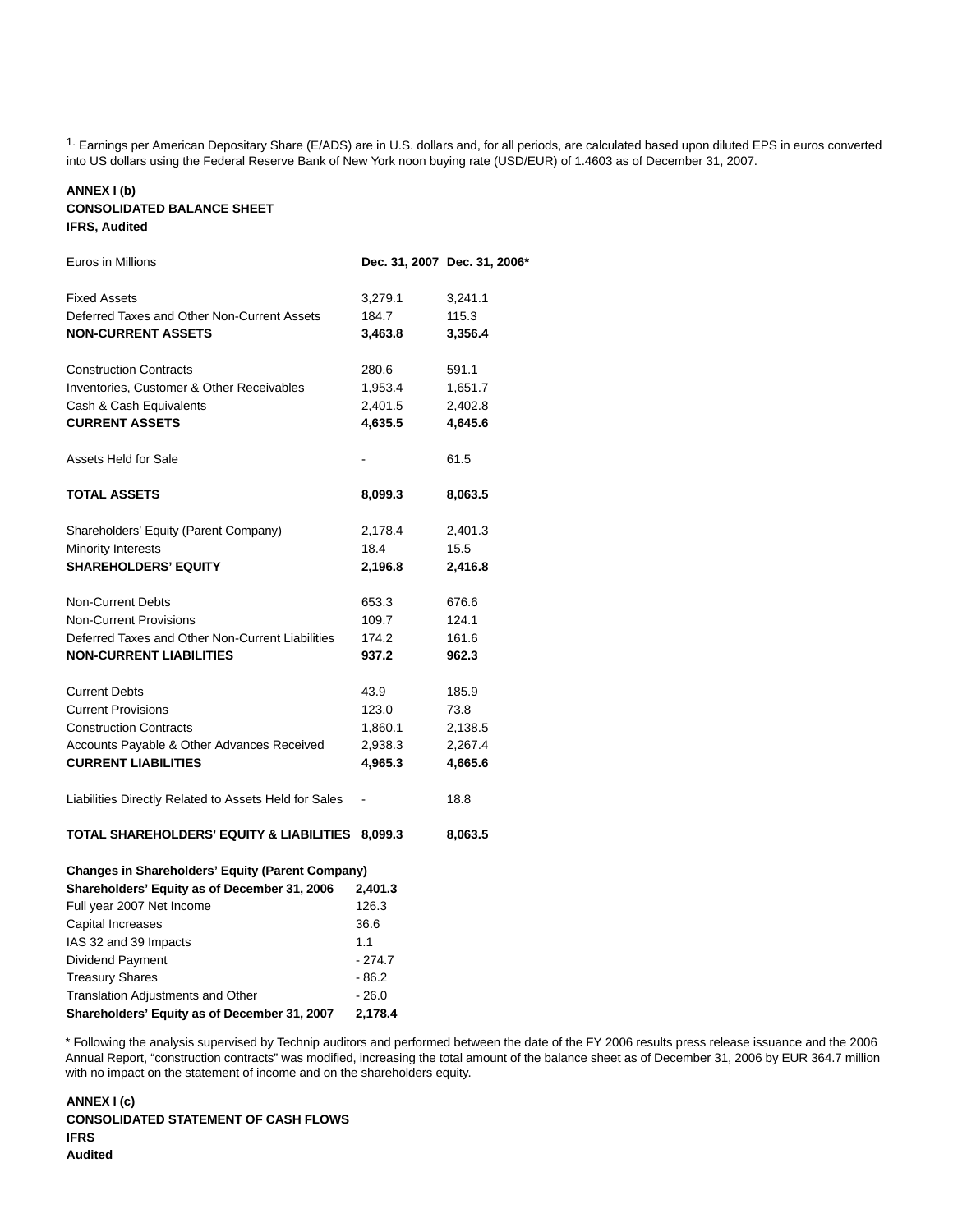[1] Earnings per American Depositary Share (E/ADS) are in U.S. dollars and, for all periods, are calculated based upon diluted EPS in euros converted into US dollars using the Federal Reserve Bank of New York noon buying rate (USD/EUR) of 1.4603 as of December 31, 2007.

**ANNEX I (b)**
**CONSOLIDATED BALANCE SHEET**
**IFRS, Audited**

| Euros in Millions | **Dec. 31, 2007** | **Dec. 31, 2006*** |
|---|---|---|
| Fixed Assets | 3,279.1 | 3,241.1 |
| Deferred Taxes and Other Non-Current Assets | 184.7 | 115.3 |
| **NON-CURRENT ASSETS** | **3,463.8** | **3,356.4** |
| Construction Contracts | 280.6 | 591.1 |
| Inventories, Customer & Other Receivables | 1,953.4 | 1,651.7 |
| Cash & Cash Equivalents | 2,401.5 | 2,402.8 |
| **CURRENT ASSETS** | **4,635.5** | **4,645.6** |
| Assets Held for Sale | - | 61.5 |
| **TOTAL ASSETS** | **8,099.3** | **8,063.5** |
| Shareholders' Equity (Parent Company) | 2,178.4 | 2,401.3 |
| Minority Interests | 18.4 | 15.5 |
| **SHAREHOLDERS' EQUITY** | **2,196.8** | **2,416.8** |
| Non-Current Debts | 653.3 | 676.6 |
| Non-Current Provisions | 109.7 | 124.1 |
| Deferred Taxes and Other Non-Current Liabilities | 174.2 | 161.6 |
| **NON-CURRENT LIABILITIES** | **937.2** | **962.3** |
| Current Debts | 43.9 | 185.9 |
| Current Provisions | 123.0 | 73.8 |
| Construction Contracts | 1,860.1 | 2,138.5 |
| Accounts Payable & Other Advances Received | 2,938.3 | 2,267.4 |
| **CURRENT LIABILITIES** | **4,965.3** | **4,665.6** |
| Liabilities Directly Related to Assets Held for Sales | - | 18.8 |
| **TOTAL SHAREHOLDERS' EQUITY & LIABILITIES** | **8,099.3** | **8,063.5** |

**Changes in Shareholders' Equity (Parent Company)**

| | |
|---|---|
| **Shareholders' Equity as of December 31, 2006** | **2,401.3** |
| Full year 2007 Net Income | 126.3 |
| Capital Increases | 36.6 |
| IAS 32 and 39 Impacts | 1.1 |
| Dividend Payment | - 274.7 |
| Treasury Shares | - 86.2 |
| Translation Adjustments and Other | - 26.0 |
| **Shareholders' Equity as of December 31, 2007** | **2,178.4** |

* Following the analysis supervised by Technip auditors and performed between the date of the FY 2006 results press release issuance and the 2006 Annual Report, "construction contracts" was modified, increasing the total amount of the balance sheet as of December 31, 2006 by EUR 364.7 million with no impact on the statement of income and on the shareholders equity.

**ANNEX I (c)**
**CONSOLIDATED STATEMENT OF CASH FLOWS**
**IFRS**
**Audited**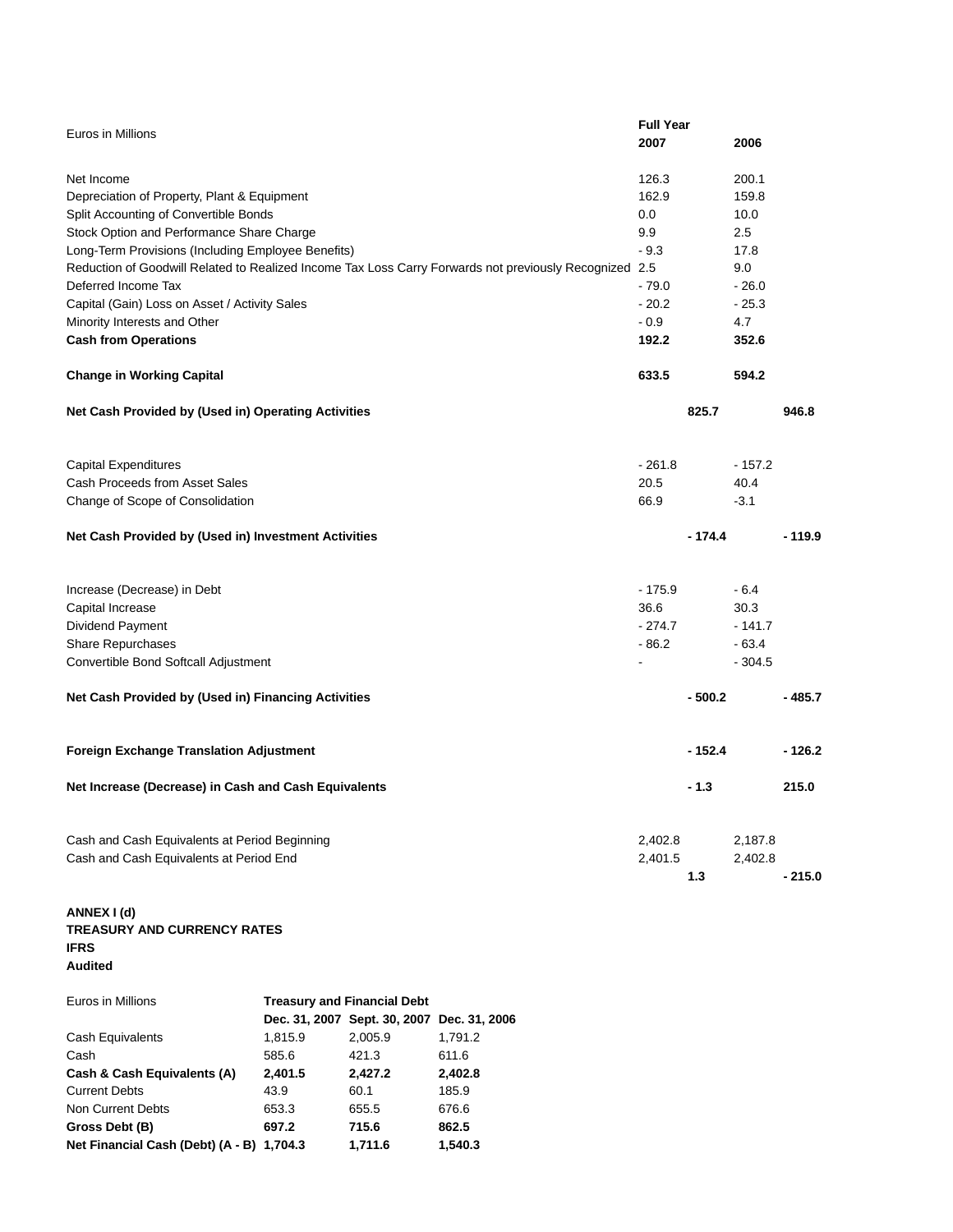| Euros in Millions | Full Year 2007 | | 2006 | |
|---|---|---|---|---|
| Net Income | 126.3 | | 200.1 | |
| Depreciation of Property, Plant & Equipment | 162.9 | | 159.8 | |
| Split Accounting of Convertible Bonds | 0.0 | | 10.0 | |
| Stock Option and Performance Share Charge | 9.9 | | 2.5 | |
| Long-Term Provisions (Including Employee Benefits) | - 9.3 | | 17.8 | |
| Reduction of Goodwill Related to Realized Income Tax Loss Carry Forwards not previously Recognized | 2.5 | | 9.0 | |
| Deferred Income Tax | - 79.0 | | - 26.0 | |
| Capital (Gain) Loss on Asset / Activity Sales | - 20.2 | | - 25.3 | |
| Minority Interests and Other | - 0.9 | | 4.7 | |
| **Cash from Operations** | **192.2** | | **352.6** | |
| **Change in Working Capital** | **633.5** | | **594.2** | |
| **Net Cash Provided by (Used in) Operating Activities** | | **825.7** | | **946.8** |
| Capital Expenditures | - 261.8 | | - 157.2 | |
| Cash Proceeds from Asset Sales | 20.5 | | 40.4 | |
| Change of Scope of Consolidation | 66.9 | | -3.1 | |
| **Net Cash Provided by (Used in) Investment Activities** | | **- 174.4** | | **- 119.9** |
| Increase (Decrease) in Debt | - 175.9 | | - 6.4 | |
| Capital Increase | 36.6 | | 30.3 | |
| Dividend Payment | - 274.7 | | - 141.7 | |
| Share Repurchases | - 86.2 | | - 63.4 | |
| Convertible Bond Softcall Adjustment | - | | - 304.5 | |
| **Net Cash Provided by (Used in) Financing Activities** | | **- 500.2** | | **- 485.7** |
| **Foreign Exchange Translation Adjustment** | | **- 152.4** | | **- 126.2** |
| **Net Increase (Decrease) in Cash and Cash Equivalents** | | **- 1.3** | | **215.0** |
| Cash and Cash Equivalents at Period Beginning | 2,402.8 | | 2,187.8 | |
| Cash and Cash Equivalents at Period End | 2,401.5 | | 2,402.8 | |
| | | **1.3** | | **- 215.0** |

**ANNEX I (d)**
**TREASURY AND CURRENCY RATES**
**IFRS**
**Audited**

| Euros in Millions | Treasury and Financial Debt | | |
|---|---|---|---|
| | **Dec. 31, 2007** | **Sept. 30, 2007** | **Dec. 31, 2006** |
| Cash Equivalents | 1,815.9 | 2,005.9 | 1,791.2 |
| Cash | 585.6 | 421.3 | 611.6 |
| **Cash & Cash Equivalents (A)** | **2,401.5** | **2,427.2** | **2,402.8** |
| Current Debts | 43.9 | 60.1 | 185.9 |
| Non Current Debts | 653.3 | 655.5 | 676.6 |
| **Gross Debt (B)** | **697.2** | **715.6** | **862.5** |
| **Net Financial Cash (Debt) (A - B)** | **1,704.3** | **1,711.6** | **1,540.3** |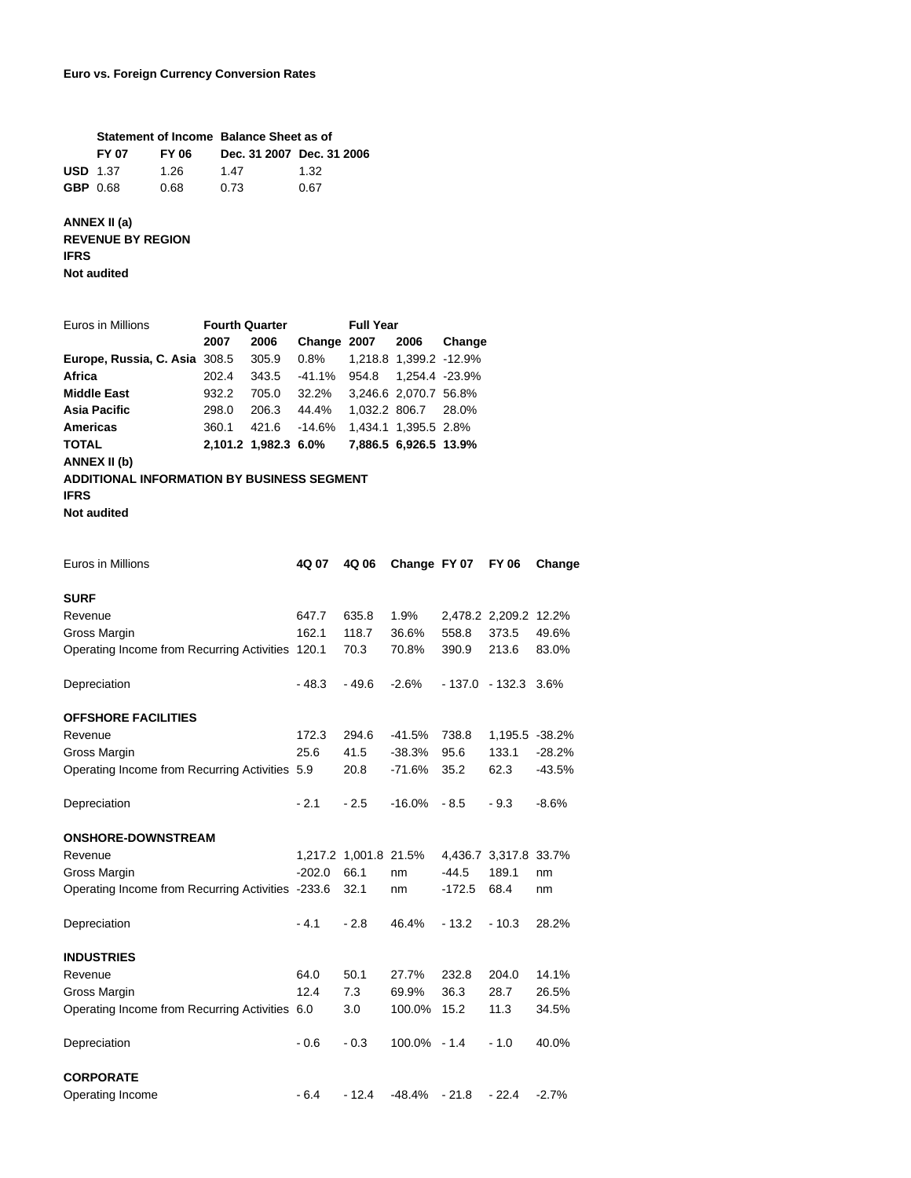**Euro vs. Foreign Currency Conversion Rates**

| | Statement of Income | | Balance Sheet as of | |
|---|---|---|---|---|
| | FY 07 | FY 06 | Dec. 31 2007 | Dec. 31 2006 |
| **USD** | 1.37 | 1.26 | 1.47 | 1.32 |
| **GBP** | 0.68 | 0.68 | 0.73 | 0.67 |

**ANNEX II (a)**
**REVENUE BY REGION**
**IFRS**
**Not audited**

| Euros in Millions | Fourth Quarter | | | Full Year | | |
|---|---|---|---|---|---|---|
| | 2007 | 2006 | Change | 2007 | 2006 | Change |
| **Europe, Russia, C. Asia** | 308.5 | 305.9 | 0.8% | 1,218.8 | 1,399.2 | -12.9% |
| **Africa** | 202.4 | 343.5 | -41.1% | 954.8 | 1,254.4 | -23.9% |
| **Middle East** | 932.2 | 705.0 | 32.2% | 3,246.6 | 2,070.7 | 56.8% |
| **Asia Pacific** | 298.0 | 206.3 | 44.4% | 1,032.2 | 806.7 | 28.0% |
| **Americas** | 360.1 | 421.6 | -14.6% | 1,434.1 | 1,395.5 | 2.8% |
| **TOTAL** | **2,101.2** | **1,982.3** | **6.0%** | **7,886.5** | **6,926.5** | **13.9%** |

**ANNEX II (b)**
**ADDITIONAL INFORMATION BY BUSINESS SEGMENT**
**IFRS**
**Not audited**

| Euros in Millions | 4Q 07 | 4Q 06 | Change | FY 07 | FY 06 | Change |
|---|---|---|---|---|---|---|
| **SURF** | | | | | | |
| Revenue | 647.7 | 635.8 | 1.9% | 2,478.2 | 2,209.2 | 12.2% |
| Gross Margin | 162.1 | 118.7 | 36.6% | 558.8 | 373.5 | 49.6% |
| Operating Income from Recurring Activities | 120.1 | 70.3 | 70.8% | 390.9 | 213.6 | 83.0% |
| Depreciation | - 48.3 | - 49.6 | -2.6% | - 137.0 | - 132.3 | 3.6% |
| **OFFSHORE FACILITIES** | | | | | | |
| Revenue | 172.3 | 294.6 | -41.5% | 738.8 | 1,195.5 | -38.2% |
| Gross Margin | 25.6 | 41.5 | -38.3% | 95.6 | 133.1 | -28.2% |
| Operating Income from Recurring Activities | 5.9 | 20.8 | -71.6% | 35.2 | 62.3 | -43.5% |
| Depreciation | - 2.1 | - 2.5 | -16.0% | - 8.5 | - 9.3 | -8.6% |
| **ONSHORE-DOWNSTREAM** | | | | | | |
| Revenue | 1,217.2 | 1,001.8 | 21.5% | 4,436.7 | 3,317.8 | 33.7% |
| Gross Margin | -202.0 | 66.1 | nm | -44.5 | 189.1 | nm |
| Operating Income from Recurring Activities | -233.6 | 32.1 | nm | -172.5 | 68.4 | nm |
| Depreciation | - 4.1 | - 2.8 | 46.4% | - 13.2 | - 10.3 | 28.2% |
| **INDUSTRIES** | | | | | | |
| Revenue | 64.0 | 50.1 | 27.7% | 232.8 | 204.0 | 14.1% |
| Gross Margin | 12.4 | 7.3 | 69.9% | 36.3 | 28.7 | 26.5% |
| Operating Income from Recurring Activities | 6.0 | 3.0 | 100.0% | 15.2 | 11.3 | 34.5% |
| Depreciation | - 0.6 | - 0.3 | 100.0% | - 1.4 | - 1.0 | 40.0% |
| **CORPORATE** | | | | | | |
| Operating Income | - 6.4 | - 12.4 | -48.4% | - 21.8 | - 22.4 | -2.7% |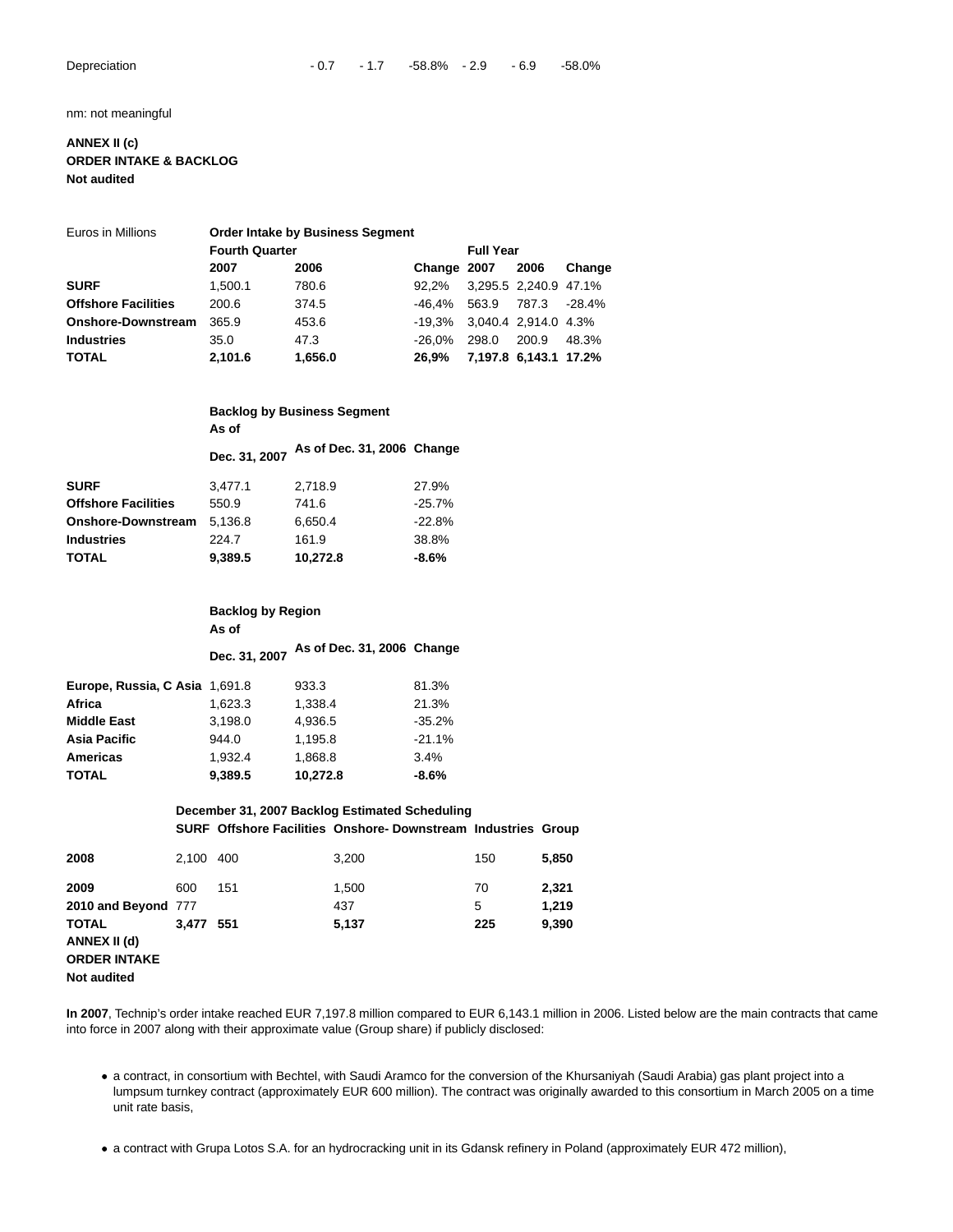| | | | | | | |
|---|---|---|---|---|---|---|
| Depreciation | - 0.7 | - 1.7 | -58.8% | - 2.9 | - 6.9 | -58.0% |

nm: not meaningful

**ANNEX II (c)**
**ORDER INTAKE & BACKLOG**
**Not audited**

| Euros in Millions | **Order Intake by Business Segment** | | | | | |
|---|---|---|---|---|---|---|
| | **Fourth Quarter** | | | **Full Year** | | |
| | **2007** | **2006** | **Change** | **2007** | **2006** | **Change** |
| **SURF** | 1,500.1 | 780.6 | 92,2% | 3,295.5 | 2,240.9 | 47.1% |
| **Offshore Facilities** | 200.6 | 374.5 | -46,4% | 563.9 | 787.3 | -28.4% |
| **Onshore-Downstream** | 365.9 | 453.6 | -19,3% | 3,040.4 | 2,914.0 | 4.3% |
| **Industries** | 35.0 | 47.3 | -26,0% | 298.0 | 200.9 | 48.3% |
| **TOTAL** | **2,101.6** | **1,656.0** | **26,9%** | **7,197.8** | **6,143.1** | **17.2%** |

| | **Backlog by Business Segment** | | |
|---|---|---|---|
| | **As of Dec. 31, 2007** | **As of Dec. 31, 2006** | **Change** |
| **SURF** | 3,477.1 | 2,718.9 | 27.9% |
| **Offshore Facilities** | 550.9 | 741.6 | -25.7% |
| **Onshore-Downstream** | 5,136.8 | 6,650.4 | -22.8% |
| **Industries** | 224.7 | 161.9 | 38.8% |
| **TOTAL** | **9,389.5** | **10,272.8** | **-8.6%** |

| | **Backlog by Region** | | |
|---|---|---|---|
| | **As of Dec. 31, 2007** | **As of Dec. 31, 2006** | **Change** |
| **Europe, Russia, C Asia** | 1,691.8 | 933.3 | 81.3% |
| **Africa** | 1,623.3 | 1,338.4 | 21.3% |
| **Middle East** | 3,198.0 | 4,936.5 | -35.2% |
| **Asia Pacific** | 944.0 | 1,195.8 | -21.1% |
| **Americas** | 1,932.4 | 1,868.8 | 3.4% |
| **TOTAL** | **9,389.5** | **10,272.8** | **-8.6%** |

| | **December 31, 2007 Backlog Estimated Scheduling** | | | | |
|---|---|---|---|---|---|
| | **SURF** | **Offshore Facilities** | **Onshore- Downstream** | **Industries** | **Group** |
| **2008** | 2,100 | 400 | 3,200 | 150 | **5,850** |
| **2009** | 600 | 151 | 1,500 | 70 | **2,321** |
| **2010 and Beyond** | 777 | | 437 | 5 | **1,219** |
| **TOTAL** | **3,477** | **551** | **5,137** | **225** | **9,390** |

**ANNEX II (d)**
**ORDER INTAKE**
**Not audited**

**In 2007**, Technip's order intake reached EUR 7,197.8 million compared to EUR 6,143.1 million in 2006. Listed below are the main contracts that came into force in 2007 along with their approximate value (Group share) if publicly disclosed:

- a contract, in consortium with Bechtel, with Saudi Aramco for the conversion of the Khursaniyah (Saudi Arabia) gas plant project into a lumpsum turnkey contract (approximately EUR 600 million). The contract was originally awarded to this consortium in March 2005 on a time unit rate basis,

- a contract with Grupa Lotos S.A. for an hydrocracking unit in its Gdansk refinery in Poland (approximately EUR 472 million),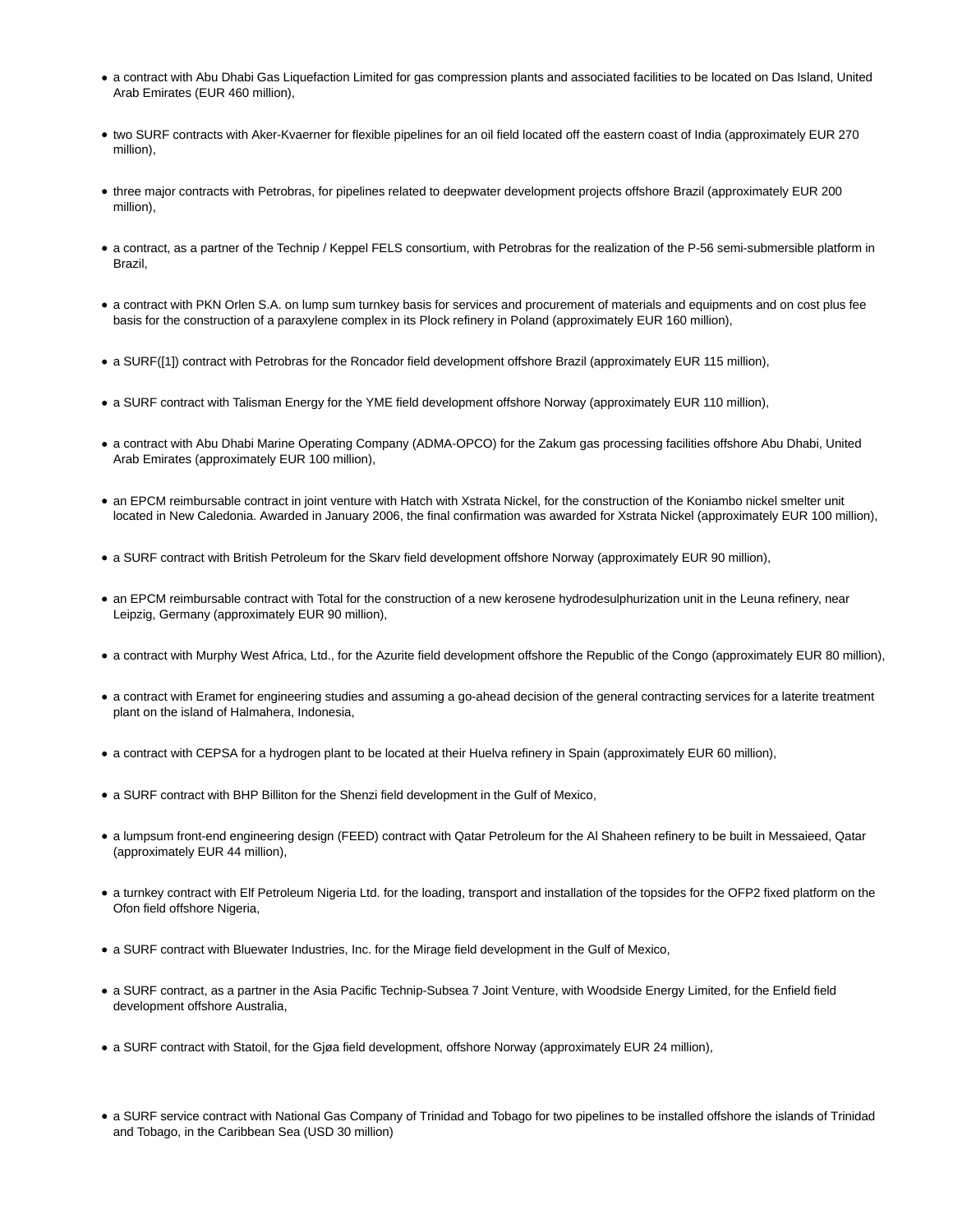- a contract with Abu Dhabi Gas Liquefaction Limited for gas compression plants and associated facilities to be located on Das Island, United Arab Emirates (EUR 460 million),

- two SURF contracts with Aker-Kvaerner for flexible pipelines for an oil field located off the eastern coast of India (approximately EUR 270 million),

- three major contracts with Petrobras, for pipelines related to deepwater development projects offshore Brazil (approximately EUR 200 million),

- a contract, as a partner of the Technip / Keppel FELS consortium, with Petrobras for the realization of the P-56 semi-submersible platform in Brazil,

- a contract with PKN Orlen S.A. on lump sum turnkey basis for services and procurement of materials and equipments and on cost plus fee basis for the construction of a paraxylene complex in its Plock refinery in Poland (approximately EUR 160 million),

- a SURF([1]) contract with Petrobras for the Roncador field development offshore Brazil (approximately EUR 115 million),

- a SURF contract with Talisman Energy for the YME field development offshore Norway (approximately EUR 110 million),

- a contract with Abu Dhabi Marine Operating Company (ADMA-OPCO) for the Zakum gas processing facilities offshore Abu Dhabi, United Arab Emirates (approximately EUR 100 million),

- an EPCM reimbursable contract in joint venture with Hatch with Xstrata Nickel, for the construction of the Koniambo nickel smelter unit located in New Caledonia. Awarded in January 2006, the final confirmation was awarded for Xstrata Nickel (approximately EUR 100 million),

- a SURF contract with British Petroleum for the Skarv field development offshore Norway (approximately EUR 90 million),

- an EPCM reimbursable contract with Total for the construction of a new kerosene hydrodesulphurization unit in the Leuna refinery, near Leipzig, Germany (approximately EUR 90 million),

- a contract with Murphy West Africa, Ltd., for the Azurite field development offshore the Republic of the Congo (approximately EUR 80 million),

- a contract with Eramet for engineering studies and assuming a go-ahead decision of the general contracting services for a laterite treatment plant on the island of Halmahera, Indonesia,

- a contract with CEPSA for a hydrogen plant to be located at their Huelva refinery in Spain (approximately EUR 60 million),

- a SURF contract with BHP Billiton for the Shenzi field development in the Gulf of Mexico,

- a lumpsum front-end engineering design (FEED) contract with Qatar Petroleum for the Al Shaheen refinery to be built in Messaieed, Qatar (approximately EUR 44 million),

- a turnkey contract with Elf Petroleum Nigeria Ltd. for the loading, transport and installation of the topsides for the OFP2 fixed platform on the Ofon field offshore Nigeria,

- a SURF contract with Bluewater Industries, Inc. for the Mirage field development in the Gulf of Mexico,

- a SURF contract, as a partner in the Asia Pacific Technip-Subsea 7 Joint Venture, with Woodside Energy Limited, for the Enfield field development offshore Australia,

- a SURF contract with Statoil, for the Gjøa field development, offshore Norway (approximately EUR 24 million),

- a SURF service contract with National Gas Company of Trinidad and Tobago for two pipelines to be installed offshore the islands of Trinidad and Tobago, in the Caribbean Sea (USD 30 million)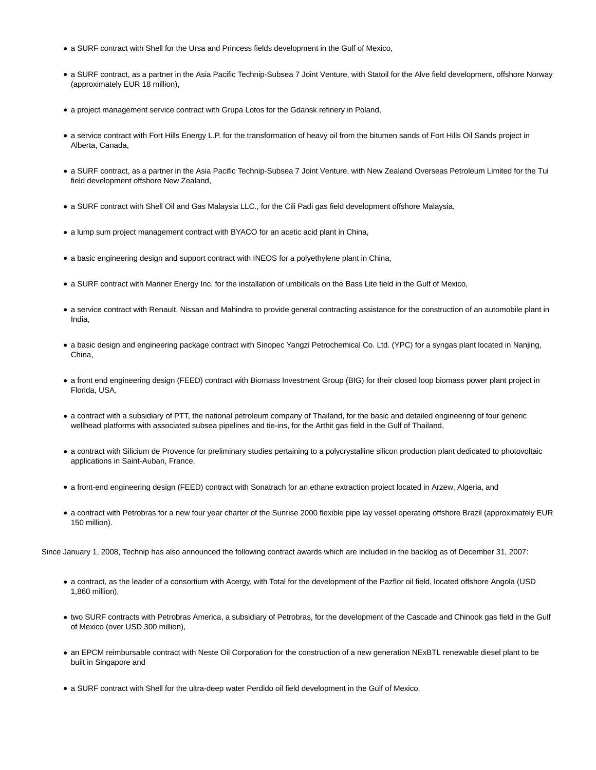- a SURF contract with Shell for the Ursa and Princess fields development in the Gulf of Mexico,
- a SURF contract, as a partner in the Asia Pacific Technip-Subsea 7 Joint Venture, with Statoil for the Alve field development, offshore Norway (approximately EUR 18 million),
- a project management service contract with Grupa Lotos for the Gdansk refinery in Poland,
- a service contract with Fort Hills Energy L.P. for the transformation of heavy oil from the bitumen sands of Fort Hills Oil Sands project in Alberta, Canada,
- a SURF contract, as a partner in the Asia Pacific Technip-Subsea 7 Joint Venture, with New Zealand Overseas Petroleum Limited for the Tui field development offshore New Zealand,
- a SURF contract with Shell Oil and Gas Malaysia LLC., for the Cili Padi gas field development offshore Malaysia,
- a lump sum project management contract with BYACO for an acetic acid plant in China,
- a basic engineering design and support contract with INEOS for a polyethylene plant in China,
- a SURF contract with Mariner Energy Inc. for the installation of umbilicals on the Bass Lite field in the Gulf of Mexico,
- a service contract with Renault, Nissan and Mahindra to provide general contracting assistance for the construction of an automobile plant in India,
- a basic design and engineering package contract with Sinopec Yangzi Petrochemical Co. Ltd. (YPC) for a syngas plant located in Nanjing, China,
- a front end engineering design (FEED) contract with Biomass Investment Group (BIG) for their closed loop biomass power plant project in Florida, USA,
- a contract with a subsidiary of PTT, the national petroleum company of Thailand, for the basic and detailed engineering of four generic wellhead platforms with associated subsea pipelines and tie-ins, for the Arthit gas field in the Gulf of Thailand,
- a contract with Silicium de Provence for preliminary studies pertaining to a polycrystalline silicon production plant dedicated to photovoltaic applications in Saint-Auban, France,
- a front-end engineering design (FEED) contract with Sonatrach for an ethane extraction project located in Arzew, Algeria, and
- a contract with Petrobras for a new four year charter of the Sunrise 2000 flexible pipe lay vessel operating offshore Brazil (approximately EUR 150 million).

Since January 1, 2008, Technip has also announced the following contract awards which are included in the backlog as of December 31, 2007:

- a contract, as the leader of a consortium with Acergy, with Total for the development of the Pazflor oil field, located offshore Angola (USD 1,860 million),
- two SURF contracts with Petrobras America, a subsidiary of Petrobras, for the development of the Cascade and Chinook gas field in the Gulf of Mexico (over USD 300 million),
- an EPCM reimbursable contract with Neste Oil Corporation for the construction of a new generation NExBTL renewable diesel plant to be built in Singapore and
- a SURF contract with Shell for the ultra-deep water Perdido oil field development in the Gulf of Mexico.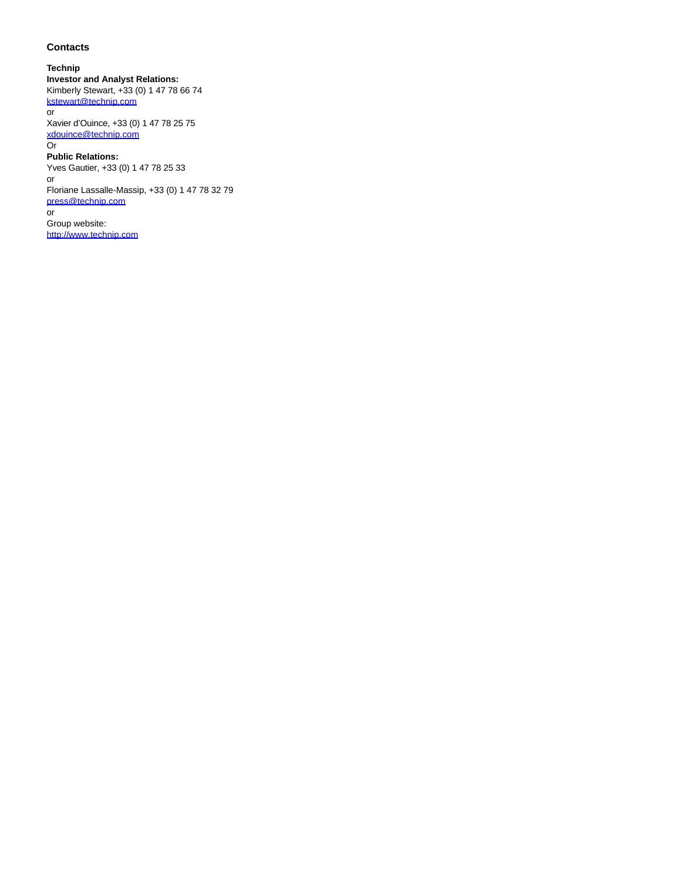### Contacts

**Technip**
**Investor and Analyst Relations:**
Kimberly Stewart, +33 (0) 1 47 78 66 74
kstewart@technip.com
or
Xavier d'Ouince, +33 (0) 1 47 78 25 75
xdouince@technip.com
Or
**Public Relations:**
Yves Gautier, +33 (0) 1 47 78 25 33
or
Floriane Lassalle-Massip, +33 (0) 1 47 78 32 79
press@technip.com
or
Group website:
http://www.technip.com